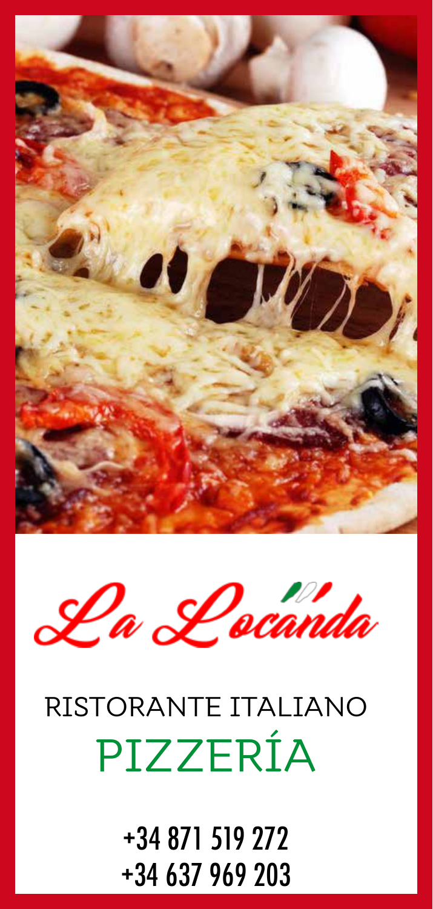# La Locanda

RISTORANTE ITALIANO

## PIZZERÍA

+34 871 519 272
+34 637 969 203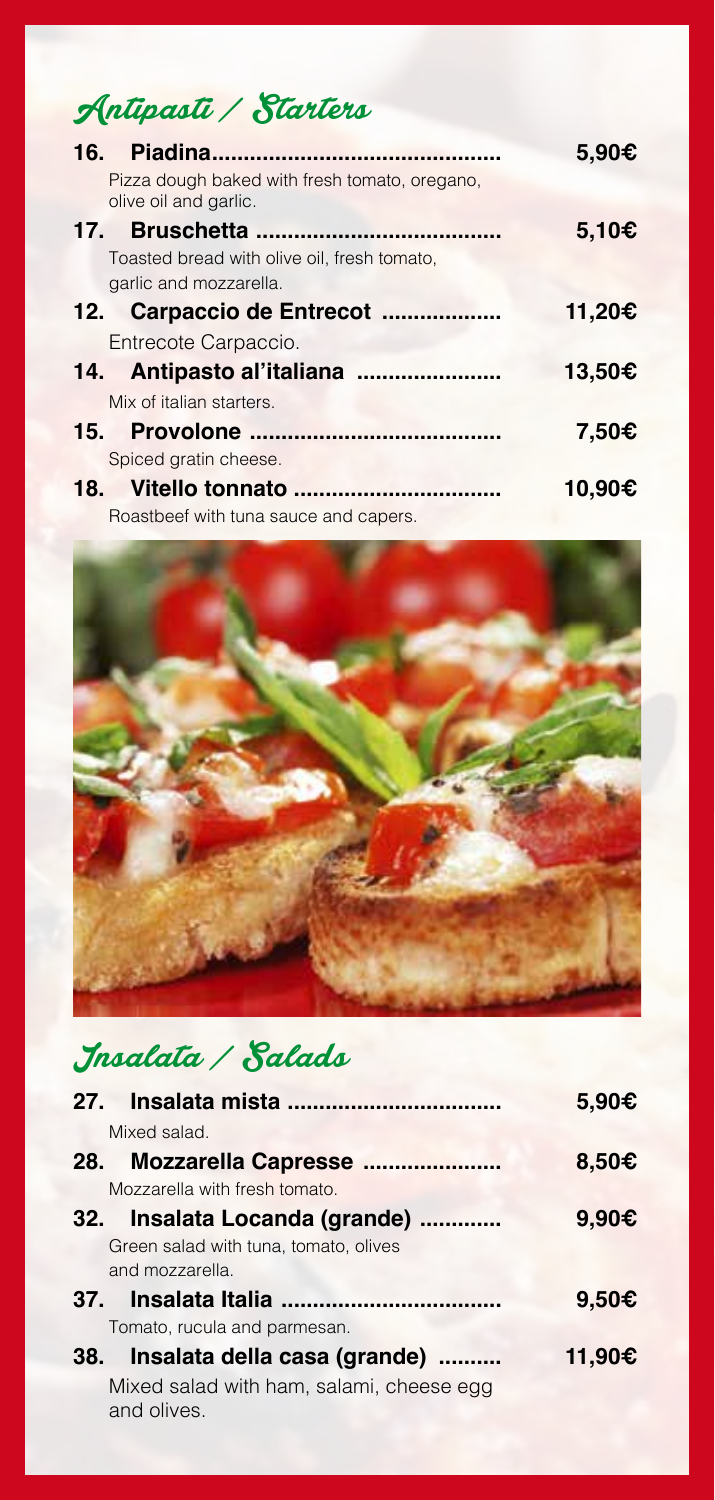## Antipasti / Starters

**16. Piadina** ............................................ **5,90€**
Pizza dough baked with fresh tomato, oregano, olive oil and garlic.

**17. Bruschetta** ...................................... **5,10€**
Toasted bread with olive oil, fresh tomato, garlic and mozzarella.

**12. Carpaccio de Entrecot** .................. **11,20€**
Entrecote Carpaccio.

**14. Antipasto al'italiana** ...................... **13,50€**
Mix of italian starters.

**15. Provolone** ....................................... **7,50€**
Spiced gratin cheese.

**18. Vitello tonnato** ................................ **10,90€**
Roastbeef with tuna sauce and capers.

## Insalata / Salads

**27. Insalata mista** ................................. **5,90€**
Mixed salad.

**28. Mozzarella Capresse** ..................... **8,50€**
Mozzarella with fresh tomato.

**32. Insalata Locanda (grande)** ............. **9,90€**
Green salad with tuna, tomato, olives and mozzarella.

**37. Insalata Italia** .................................. **9,50€**
Tomato, rucula and parmesan.

**38. Insalata della casa (grande)** .......... **11,90€**
Mixed salad with ham, salami, cheese egg and olives.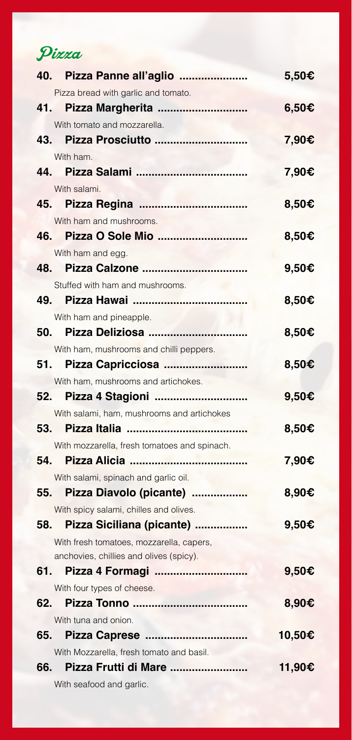# Pizza

**40. Pizza Panne all'aglio ..................... 5,50€**

Pizza bread with garlic and tomato.

**41. Pizza Margherita ............................ 6,50€**

With tomato and mozzarella.

**43. Pizza Prosciutto ............................ 7,90€**

With ham.

**44. Pizza Salami .................................. 7,90€**

With salami.

**45. Pizza Regina .................................. 8,50€**

With ham and mushrooms.

**46. Pizza O Sole Mio ............................ 8,50€**

With ham and egg.

**48. Pizza Calzone ................................ 9,50€**

Stuffed with ham and mushrooms.

**49. Pizza Hawai .................................... 8,50€**

With ham and pineapple.

**50. Pizza Deliziosa ............................... 8,50€**

With ham, mushrooms and chilli peppers.

**51. Pizza Capricciosa .......................... 8,50€**

With ham, mushrooms and artichokes.

**52. Pizza 4 Stagioni ............................. 9,50€**

With salami, ham, mushrooms and artichokes

**53. Pizza Italia ...................................... 8,50€**

With mozzarella, fresh tomatoes and spinach.

**54. Pizza Alicia ..................................... 7,90€**

With salami, spinach and garlic oil.

**55. Pizza Diavolo (picante) ................. 8,90€**

With spicy salami, chilles and olives.

**58. Pizza Siciliana (picante) ................ 9,50€**

With fresh tomatoes, mozzarella, capers, anchovies, chillies and olives (spicy).

**61. Pizza 4 Formagi ............................. 9,50€**

With four types of cheese.

**62. Pizza Tonno .................................... 8,90€**

With tuna and onion.

**65. Pizza Caprese ................................ 10,50€**

With Mozzarella, fresh tomato and basil.

**66. Pizza Frutti di Mare ........................ 11,90€**

With seafood and garlic.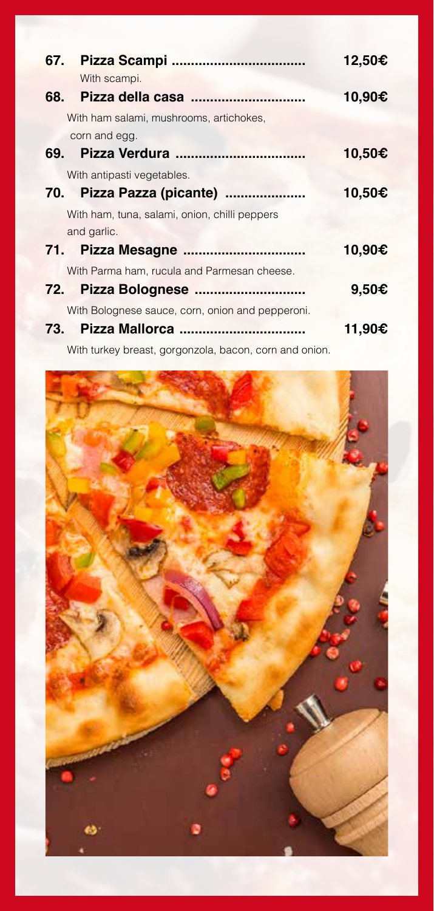**67. Pizza Scampi ..................................... 12,50€**

With scampi.

**68. Pizza della casa ............................. 10,90€**

With ham salami, mushrooms, artichokes, corn and egg.

**69. Pizza Verdura ................................. 10,50€**

With antipasti vegetables.

**70. Pizza Pazza (picante) ..................... 10,50€**

With ham, tuna, salami, onion, chilli peppers and garlic.

**71. Pizza Mesagne ............................... 10,90€**

With Parma ham, rucula and Parmesan cheese.

**72. Pizza Bolognese ............................ 9,50€**

With Bolognese sauce, corn, onion and pepperoni.

**73. Pizza Mallorca ................................ 11,90€**

With turkey breast, gorgonzola, bacon, corn and onion.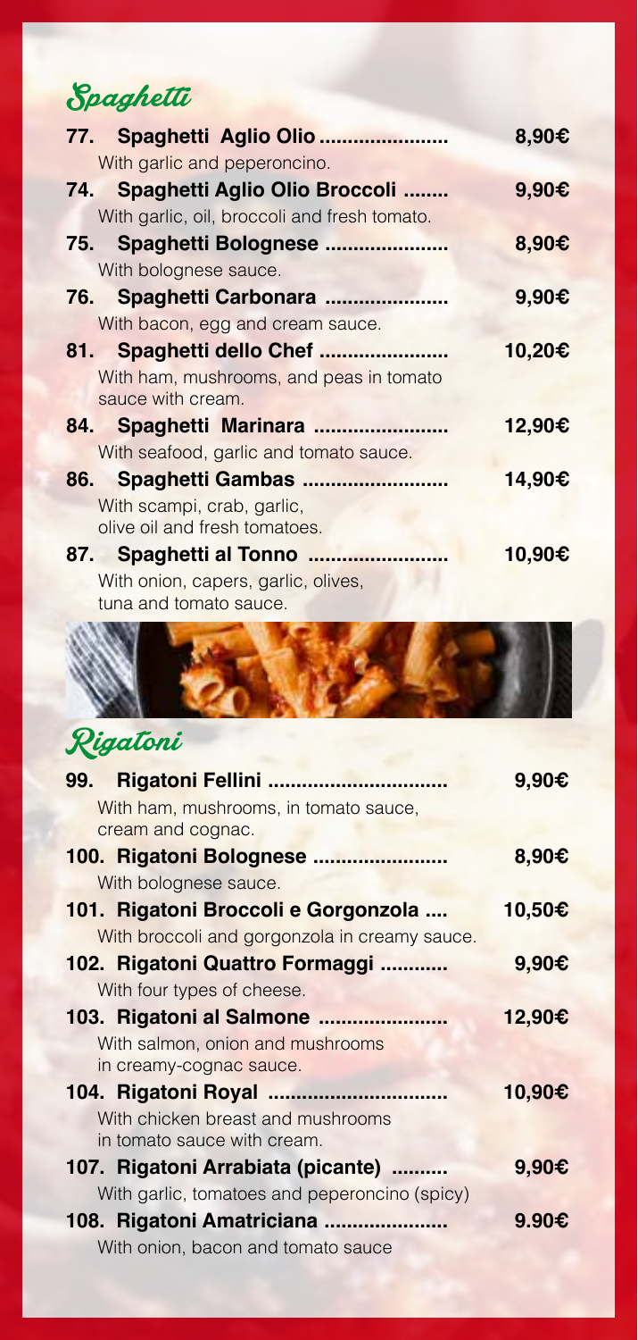## Spaghetti

**77. Spaghetti Aglio Olio** ...................... **8,90€**
With garlic and peperoncino.

**74. Spaghetti Aglio Olio Broccoli** ........ **9,90€**
With garlic, oil, broccoli and fresh tomato.

**75. Spaghetti Bolognese** ...................... **8,90€**
With bolognese sauce.

**76. Spaghetti Carbonara** ...................... **9,90€**
With bacon, egg and cream sauce.

**81. Spaghetti dello Chef** ...................... **10,20€**
With ham, mushrooms, and peas in tomato sauce with cream.

**84. Spaghetti Marinara** ....................... **12,90€**
With seafood, garlic and tomato sauce.

**86. Spaghetti Gambas** ......................... **14,90€**
With scampi, crab, garlic, olive oil and fresh tomatoes.

**87. Spaghetti al Tonno** ........................ **10,90€**
With onion, capers, garlic, olives, tuna and tomato sauce.

## Rigatoni

**99. Rigatoni Fellini** ................................ **9,90€**
With ham, mushrooms, in tomato sauce, cream and cognac.

**100. Rigatoni Bolognese** ........................ **8,90€**
With bolognese sauce.

**101. Rigatoni Broccoli e Gorgonzola** .... **10,50€**
With broccoli and gorgonzola in creamy sauce.

**102. Rigatoni Quattro Formaggi** ............ **9,90€**
With four types of cheese.

**103. Rigatoni al Salmone** ....................... **12,90€**
With salmon, onion and mushrooms in creamy-cognac sauce.

**104. Rigatoni Royal** ................................ **10,90€**
With chicken breast and mushrooms in tomato sauce with cream.

**107. Rigatoni Arrabiata (picante)** .......... **9,90€**
With garlic, tomatoes and peperoncino (spicy)

**108. Rigatoni Amatriciana** ...................... **9.90€**
With onion, bacon and tomato sauce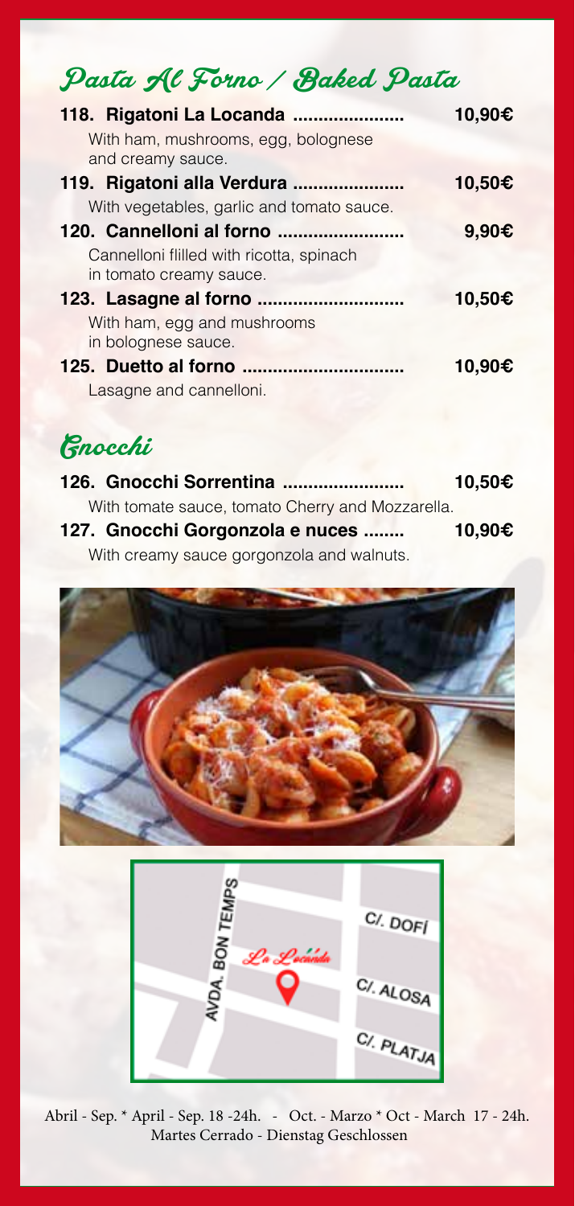## Pasta Al Forno / Baked Pasta

**118. Rigatoni La Locanda ...................... 10,90€**
With ham, mushrooms, egg, bolognese and creamy sauce.

**119. Rigatoni alla Verdura ...................... 10,50€**
With vegetables, garlic and tomato sauce.

**120. Cannelloni al forno ......................... 9,90€**
Cannelloni flilled with ricotta, spinach in tomato creamy sauce.

**123. Lasagne al forno ............................. 10,50€**
With ham, egg and mushrooms in bolognese sauce.

**125. Duetto al forno ................................ 10,90€**
Lasagne and cannelloni.

## Gnocchi

**126. Gnocchi Sorrentina ........................ 10,50€**
With tomate sauce, tomato Cherry and Mozzarella.

**127. Gnocchi Gorgonzola e nuces ........ 10,90€**
With creamy sauce gorgonzola and walnuts.

AVDA. BON TEMPS
La Locanda
C/. DOFÍ
C/. ALOSA
C/. PLATJA

Abril - Sep. * April - Sep. 18 -24h. - Oct. - Marzo * Oct - March 17 - 24h.
Martes Cerrado - Dienstag Geschlossen